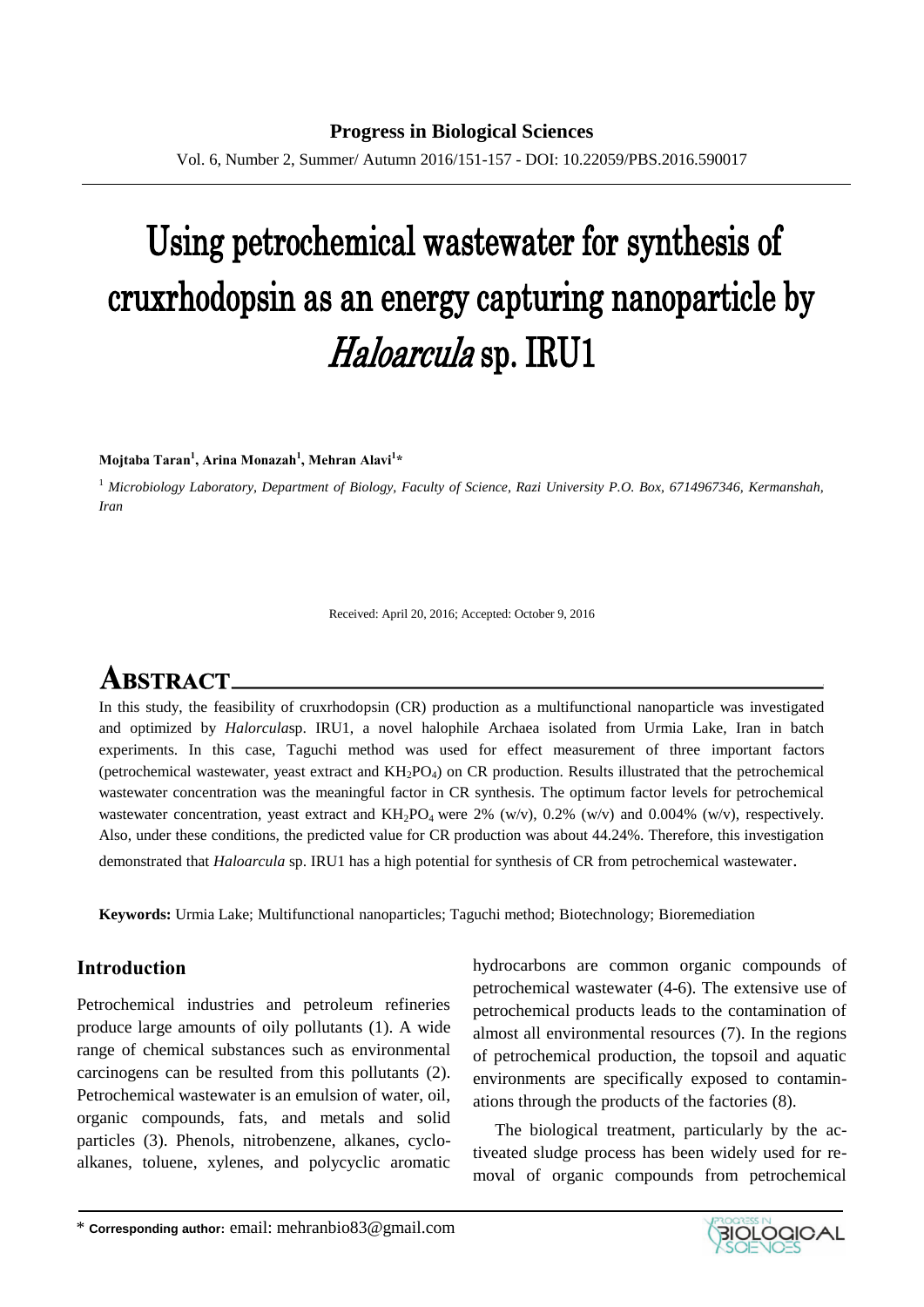# Using petrochemical wastewater for synthesis of cruxrhodopsin as an energy capturing nanoparticle by *Haloarcula* sp. IRU1

**Mojtaba Taran[1], Arina Monazah[1], Mehran Alavi[1]***

[1] *Microbiology Laboratory, Department of Biology, Faculty of Science, Razi University P.O. Box, 6714967346, Kermanshah, Iran*

Received: April 20, 2016; Accepted: October 9, 2016

## ABSTRACT

In this study, the feasibility of cruxrhodopsin (CR) production as a multifunctional nanoparticle was investigated and optimized by *Halorcula*sp. IRU1, a novel halophile Archaea isolated from Urmia Lake, Iran in batch experiments. In this case, Taguchi method was used for effect measurement of three important factors (petrochemical wastewater, yeast extract and $KH_2PO_4$) on CR production. Results illustrated that the petrochemical wastewater concentration was the meaningful factor in CR synthesis. The optimum factor levels for petrochemical wastewater concentration, yeast extract and $KH_2PO_4$ were 2% (w/v), 0.2% (w/v) and 0.004% (w/v), respectively. Also, under these conditions, the predicted value for CR production was about 44.24%. Therefore, this investigation demonstrated that *Haloarcula* sp. IRU1 has a high potential for synthesis of CR from petrochemical wastewater.

**Keywords:** Urmia Lake; Multifunctional nanoparticles; Taguchi method; Biotechnology; Bioremediation

## Introduction

Petrochemical industries and petroleum refineries produce large amounts of oily pollutants (1). A wide range of chemical substances such as environmental carcinogens can be resulted from this pollutants (2). Petrochemical wastewater is an emulsion of water, oil, organic compounds, fats, and metals and solid particles (3). Phenols, nitrobenzene, alkanes, cyclo-alkanes, toluene, xylenes, and polycyclic aromatic hydrocarbons are common organic compounds of petrochemical wastewater (4-6). The extensive use of petrochemical products leads to the contamination of almost all environmental resources (7). In the regions of petrochemical production, the topsoil and aquatic environments are specifically exposed to contaminations through the products of the factories (8).

The biological treatment, particularly by the activated sludge process has been widely used for removal of organic compounds from petrochemical

\* **Corresponding author:** email: mehranbio83@gmail.com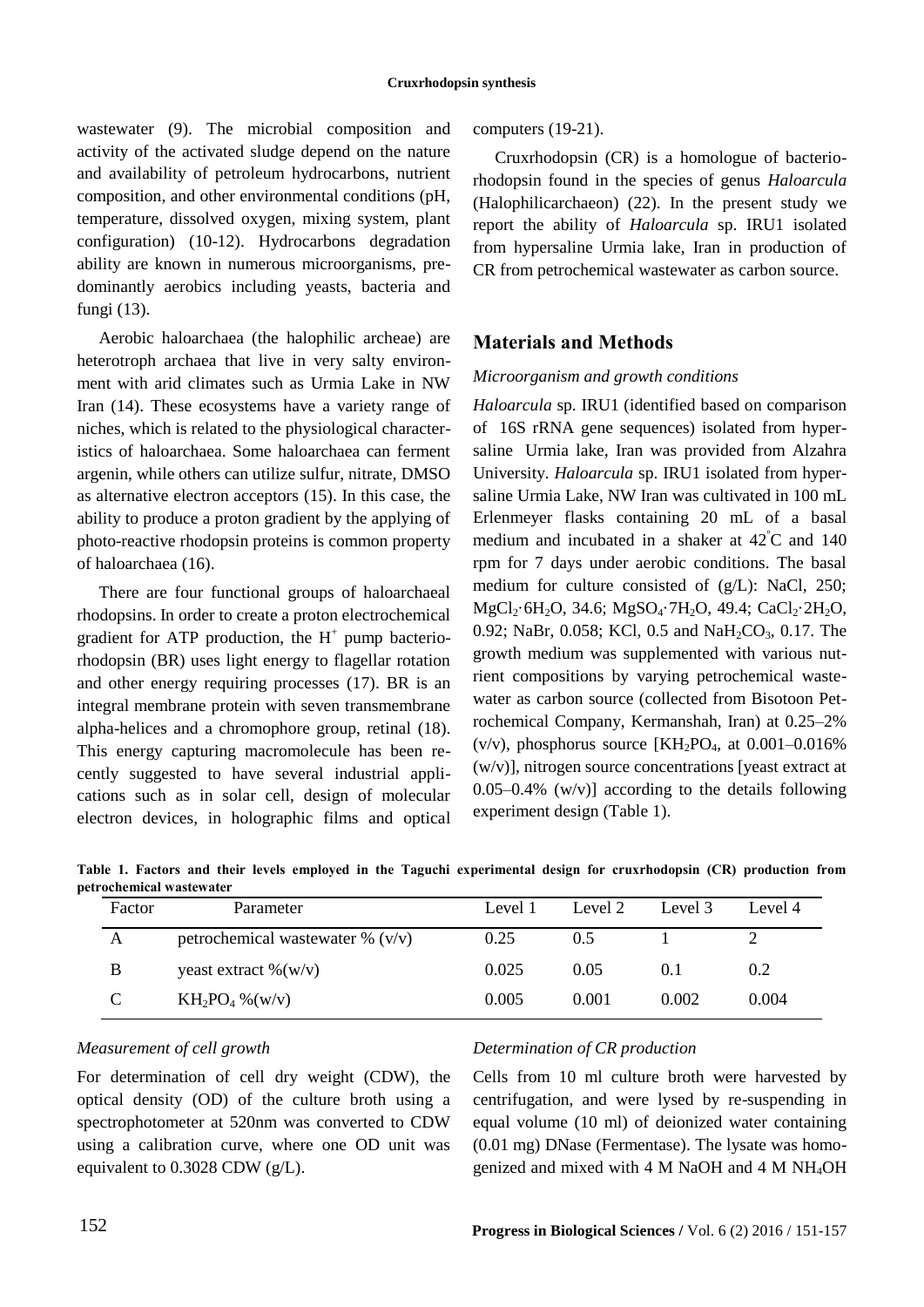wastewater (9). The microbial composition and activity of the activated sludge depend on the nature and availability of petroleum hydrocarbons, nutrient composition, and other environmental conditions (pH, temperature, dissolved oxygen, mixing system, plant configuration) (10-12). Hydrocarbons degradation ability are known in numerous microorganisms, predominantly aerobics including yeasts, bacteria and fungi (13).

Aerobic haloarchaea (the halophilic archeae) are heterotroph archaea that live in very salty environment with arid climates such as Urmia Lake in NW Iran (14). These ecosystems have a variety range of niches, which is related to the physiological characteristics of haloarchaea. Some haloarchaea can ferment argenin, while others can utilize sulfur, nitrate, DMSO as alternative electron acceptors (15). In this case, the ability to produce a proton gradient by the applying of photo-reactive rhodopsin proteins is common property of haloarchaea (16).

There are four functional groups of haloarchaeal rhodopsins. In order to create a proton electrochemical gradient for ATP production, the $H^+$ pump bacteriorhodopsin (BR) uses light energy to flagellar rotation and other energy requiring processes (17). BR is an integral membrane protein with seven transmembrane alpha-helices and a chromophore group, retinal (18). This energy capturing macromolecule has been recently suggested to have several industrial applications such as in solar cell, design of molecular electron devices, in holographic films and optical computers (19-21).

Cruxrhodopsin (CR) is a homologue of bacteriorhodopsin found in the species of genus *Haloarcula* (Halophilicarchaeon) (22). In the present study we report the ability of *Haloarcula* sp. IRU1 isolated from hypersaline Urmia lake, Iran in production of CR from petrochemical wastewater as carbon source.

## Materials and Methods

### *Microorganism and growth conditions*

*Haloarcula* sp. IRU1 (identified based on comparison of 16S rRNA gene sequences) isolated from hypersaline Urmia lake, Iran was provided from Alzahra University. *Haloarcula* sp. IRU1 isolated from hypersaline Urmia Lake, NW Iran was cultivated in 100 mL Erlenmeyer flasks containing 20 mL of a basal medium and incubated in a shaker at 42°C and 140 rpm for 7 days under aerobic conditions. The basal medium for culture consisted of (g/L): NaCl, 250; $MgCl_2 \cdot 6H_2O$, 34.6; $MgSO_4 \cdot 7H_2O$, 49.4; $CaCl_2 \cdot 2H_2O$, 0.92; NaBr, 0.058; KCl, 0.5 and $NaH_2CO_3$, 0.17. The growth medium was supplemented with various nutrient compositions by varying petrochemical wastewater as carbon source (collected from Bisotoon Petrochemical Company, Kermanshah, Iran) at 0.25–2% (v/v), phosphorus source [$KH_2PO_4$, at 0.001–0.016% (w/v)], nitrogen source concentrations [yeast extract at 0.05–0.4% (w/v)] according to the details following experiment design (Table 1).

**Table 1. Factors and their levels employed in the Taguchi experimental design for cruxrhodopsin (CR) production from petrochemical wastewater**

| Factor | Parameter | Level 1 | Level 2 | Level 3 | Level 4 |
|---|---|---|---|---|---|
| A | petrochemical wastewater % (v/v) | 0.25 | 0.5 | 1 | 2 |
| B | yeast extract %(w/v) | 0.025 | 0.05 | 0.1 | 0.2 |
| C | $KH_2PO_4$ %(w/v) | 0.005 | 0.001 | 0.002 | 0.004 |

### *Measurement of cell growth*

For determination of cell dry weight (CDW), the optical density (OD) of the culture broth using a spectrophotometer at 520nm was converted to CDW using a calibration curve, where one OD unit was equivalent to 0.3028 CDW (g/L).

### *Determination of CR production*

Cells from 10 ml culture broth were harvested by centrifugation, and were lysed by re-suspending in equal volume (10 ml) of deionized water containing (0.01 mg) DNase (Fermentase). The lysate was homogenized and mixed with 4 M NaOH and 4 M $NH_4OH$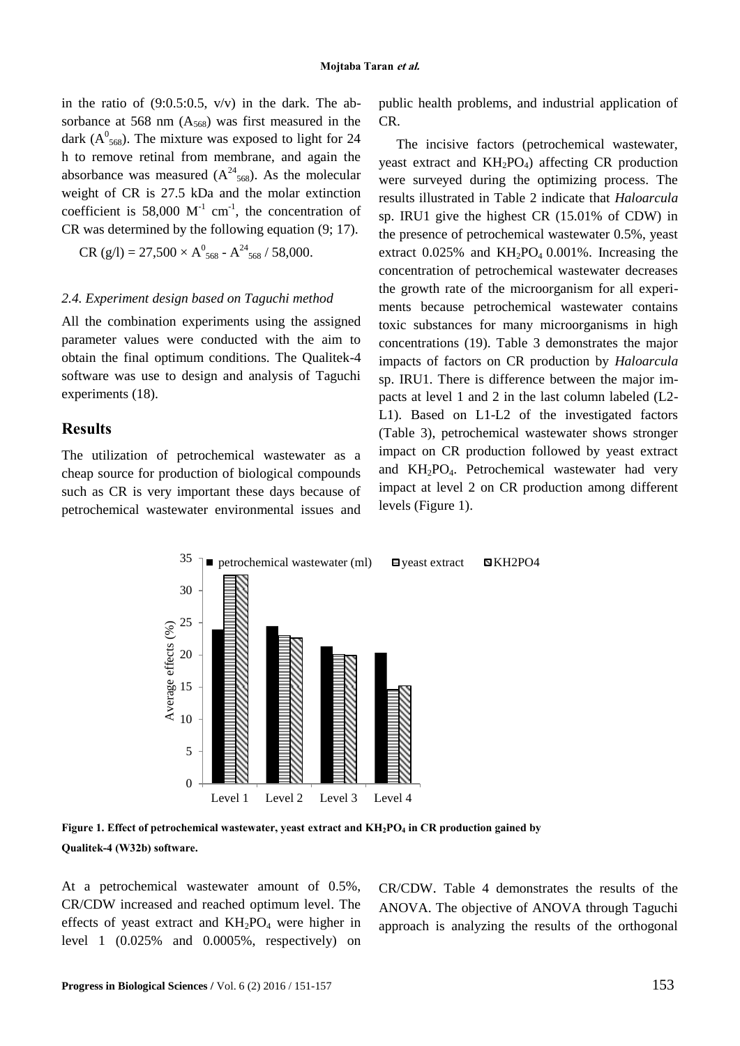in the ratio of (9:0.5:0.5, v/v) in the dark. The absorbance at 568 nm ($A_{568}$) was first measured in the dark ($A^{0}_{568}$). The mixture was exposed to light for 24 h to remove retinal from membrane, and again the absorbance was measured ($A^{24}_{568}$). As the molecular weight of CR is 27.5 kDa and the molar extinction coefficient is 58,000 $M^{-1}$ $cm^{-1}$, the concentration of CR was determined by the following equation (9; 17).

$$CR\ (g/l) = 27{,}500 \times A^{0}_{568} - A^{24}_{568} / 58{,}000.$$

### *2.4. Experiment design based on Taguchi method*

All the combination experiments using the assigned parameter values were conducted with the aim to obtain the final optimum conditions. The Qualitek-4 software was use to design and analysis of Taguchi experiments (18).

## Results

The utilization of petrochemical wastewater as a cheap source for production of biological compounds such as CR is very important these days because of petrochemical wastewater environmental issues and public health problems, and industrial application of CR.

The incisive factors (petrochemical wastewater, yeast extract and $KH_2PO_4$) affecting CR production were surveyed during the optimizing process. The results illustrated in Table 2 indicate that *Haloarcula* sp. IRU1 give the highest CR (15.01% of CDW) in the presence of petrochemical wastewater 0.5%, yeast extract 0.025% and $KH_2PO_4$ 0.001%. Increasing the concentration of petrochemical wastewater decreases the growth rate of the microorganism for all experiments because petrochemical wastewater contains toxic substances for many microorganisms in high concentrations (19). Table 3 demonstrates the major impacts of factors on CR production by *Haloarcula* sp. IRU1. There is difference between the major impacts at level 1 and 2 in the last column labeled (L2-L1). Based on L1-L2 of the investigated factors (Table 3), petrochemical wastewater shows stronger impact on CR production followed by yeast extract and $KH_2PO_4$. Petrochemical wastewater had very impact at level 2 on CR production among different levels (Figure 1).

**Figure 1. Effect of petrochemical wastewater, yeast extract and $KH_2PO_4$ in CR production gained by Qualitek-4 (W32b) software.**

At a petrochemical wastewater amount of 0.5%, CR/CDW increased and reached optimum level. The effects of yeast extract and $KH_2PO_4$ were higher in level 1 (0.025% and 0.0005%, respectively) on CR/CDW. Table 4 demonstrates the results of the ANOVA. The objective of ANOVA through Taguchi approach is analyzing the results of the orthogonal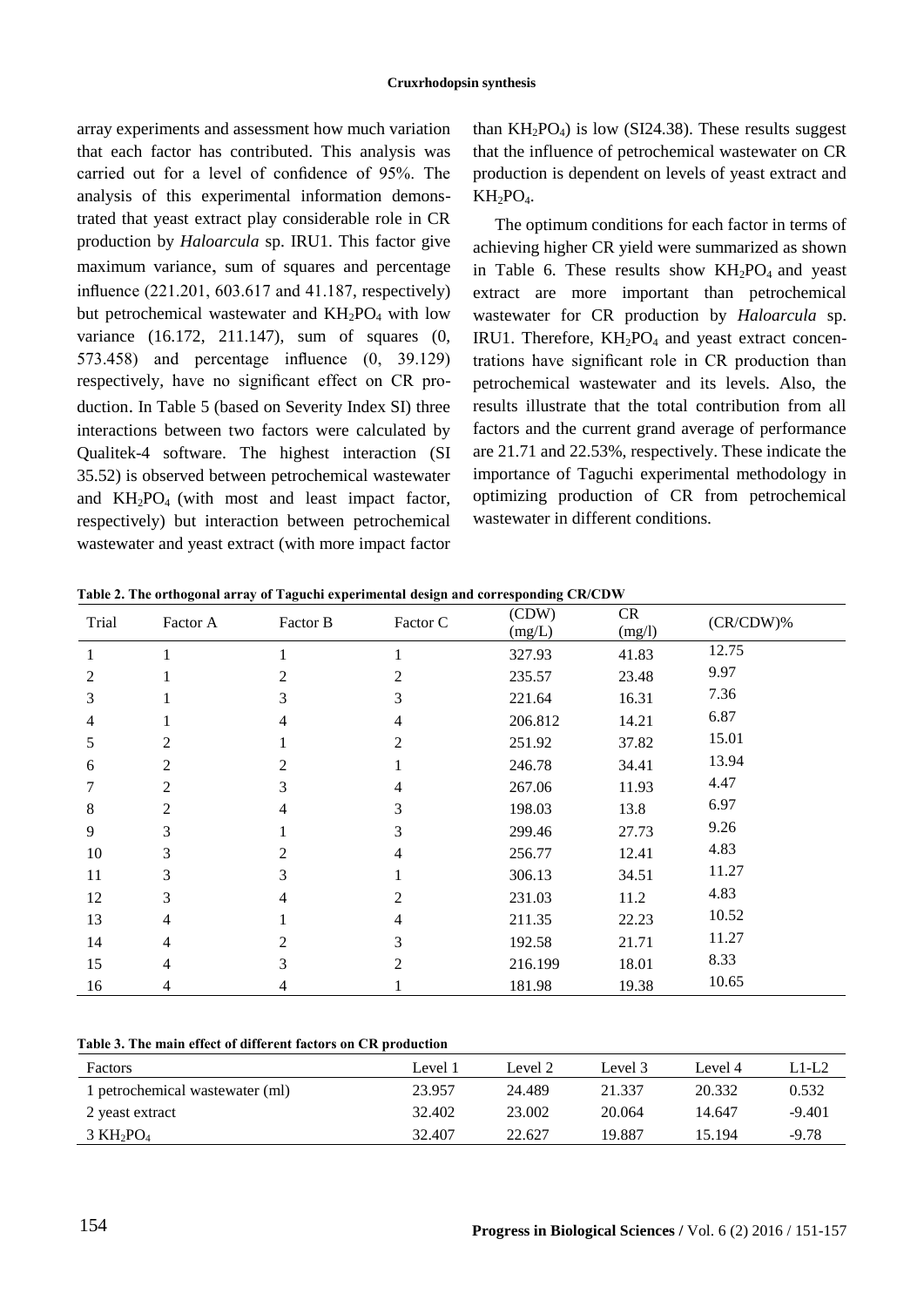array experiments and assessment how much variation that each factor has contributed. This analysis was carried out for a level of confidence of 95%. The analysis of this experimental information demonstrated that yeast extract play considerable role in CR production by *Haloarcula* sp. IRU1. This factor give maximum variance, sum of squares and percentage influence (221.201, 603.617 and 41.187, respectively) but petrochemical wastewater and $KH_2PO_4$ with low variance (16.172, 211.147), sum of squares (0, 573.458) and percentage influence (0, 39.129) respectively, have no significant effect on CR production. In Table 5 (based on Severity Index SI) three interactions between two factors were calculated by Qualitek-4 software. The highest interaction (SI 35.52) is observed between petrochemical wastewater and $KH_2PO_4$ (with most and least impact factor, respectively) but interaction between petrochemical wastewater and yeast extract (with more impact factor than $KH_2PO_4$) is low (SI24.38). These results suggest that the influence of petrochemical wastewater on CR production is dependent on levels of yeast extract and $KH_2PO_4$.

The optimum conditions for each factor in terms of achieving higher CR yield were summarized as shown in Table 6. These results show $KH_2PO_4$ and yeast extract are more important than petrochemical wastewater for CR production by *Haloarcula* sp. IRU1. Therefore, $KH_2PO_4$ and yeast extract concentrations have significant role in CR production than petrochemical wastewater and its levels. Also, the results illustrate that the total contribution from all factors and the current grand average of performance are 21.71 and 22.53%, respectively. These indicate the importance of Taguchi experimental methodology in optimizing production of CR from petrochemical wastewater in different conditions.

**Table 2. The orthogonal array of Taguchi experimental design and corresponding CR/CDW**

| Trial | Factor A | Factor B | Factor C | (CDW) (mg/L) | CR (mg/l) | (CR/CDW)% |
|---|---|---|---|---|---|---|
| 1 | 1 | 1 | 1 | 327.93 | 41.83 | 12.75 |
| 2 | 1 | 2 | 2 | 235.57 | 23.48 | 9.97 |
| 3 | 1 | 3 | 3 | 221.64 | 16.31 | 7.36 |
| 4 | 1 | 4 | 4 | 206.812 | 14.21 | 6.87 |
| 5 | 2 | 1 | 2 | 251.92 | 37.82 | 15.01 |
| 6 | 2 | 2 | 1 | 246.78 | 34.41 | 13.94 |
| 7 | 2 | 3 | 4 | 267.06 | 11.93 | 4.47 |
| 8 | 2 | 4 | 3 | 198.03 | 13.8 | 6.97 |
| 9 | 3 | 1 | 3 | 299.46 | 27.73 | 9.26 |
| 10 | 3 | 2 | 4 | 256.77 | 12.41 | 4.83 |
| 11 | 3 | 3 | 1 | 306.13 | 34.51 | 11.27 |
| 12 | 3 | 4 | 2 | 231.03 | 11.2 | 4.83 |
| 13 | 4 | 1 | 4 | 211.35 | 22.23 | 10.52 |
| 14 | 4 | 2 | 3 | 192.58 | 21.71 | 11.27 |
| 15 | 4 | 3 | 2 | 216.199 | 18.01 | 8.33 |
| 16 | 4 | 4 | 1 | 181.98 | 19.38 | 10.65 |

**Table 3. The main effect of different factors on CR production**

| Factors | Level 1 | Level 2 | Level 3 | Level 4 | L1-L2 |
|---|---|---|---|---|---|
| 1 petrochemical wastewater (ml) | 23.957 | 24.489 | 21.337 | 20.332 | 0.532 |
| 2 yeast extract | 32.402 | 23.002 | 20.064 | 14.647 | -9.401 |
| 3 $KH_2PO_4$ | 32.407 | 22.627 | 19.887 | 15.194 | -9.78 |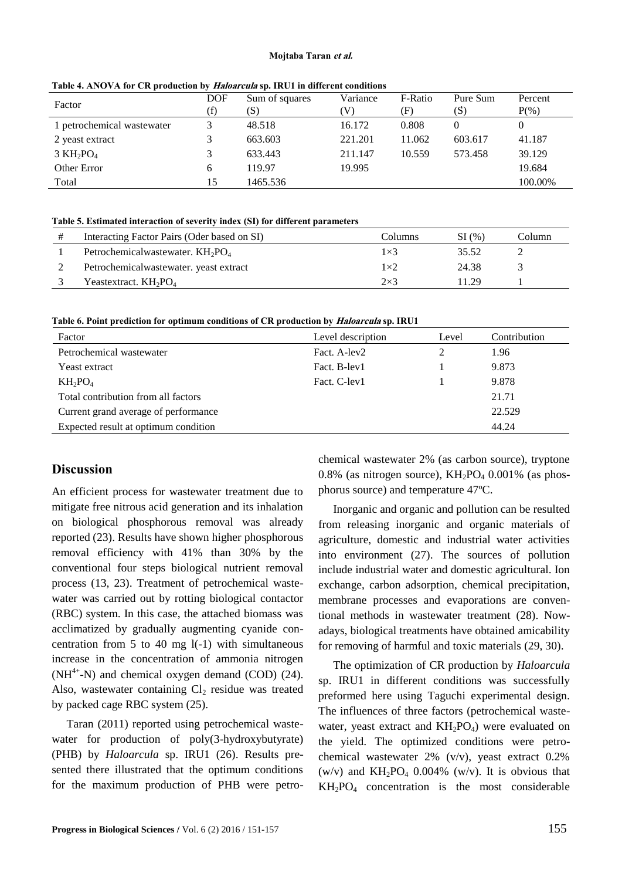**Table 4. ANOVA for CR production by *Haloarcula* sp. IRU1 in different conditions**

| Factor | DOF (f) | Sum of squares (S) | Variance (V) | F-Ratio (F) | Pure Sum (S) | Percent P(%) |
|---|---|---|---|---|---|---|
| 1 petrochemical wastewater | 3 | 48.518 | 16.172 | 0.808 | 0 | 0 |
| 2 yeast extract | 3 | 663.603 | 221.201 | 11.062 | 603.617 | 41.187 |
| 3 $KH_2PO_4$ | 3 | 633.443 | 211.147 | 10.559 | 573.458 | 39.129 |
| Other Error | 6 | 119.97 | 19.995 | | | 19.684 |
| Total | 15 | 1465.536 | | | | 100.00% |

**Table 5. Estimated interaction of severity index (SI) for different parameters**

| # | Interacting Factor Pairs (Oder based on SI) | Columns | SI (%) | Column |
|---|---|---|---|---|
| 1 | Petrochemicalwastewater. $KH_2PO_4$ | 1×3 | 35.52 | 2 |
| 2 | Petrochemicalwastewater. yeast extract | 1×2 | 24.38 | 3 |
| 3 | Yeastextract. $KH_2PO_4$ | 2×3 | 11.29 | 1 |

**Table 6. Point prediction for optimum conditions of CR production by *Haloarcula* sp. IRU1**

| Factor | Level description | Level | Contribution |
|---|---|---|---|
| Petrochemical wastewater | Fact. A-lev2 | 2 | 1.96 |
| Yeast extract | Fact. B-lev1 | 1 | 9.873 |
| $KH_2PO_4$ | Fact. C-lev1 | 1 | 9.878 |
| Total contribution from all factors | | | 21.71 |
| Current grand average of performance | | | 22.529 |
| Expected result at optimum condition | | | 44.24 |

## Discussion

An efficient process for wastewater treatment due to mitigate free nitrous acid generation and its inhalation on biological phosphorous removal was already reported (23). Results have shown higher phosphorous removal efficiency with 41% than 30% by the conventional four steps biological nutrient removal process (13, 23). Treatment of petrochemical wastewater was carried out by rotting biological contactor (RBC) system. In this case, the attached biomass was acclimatized by gradually augmenting cyanide concentration from 5 to 40 mg l(-1) with simultaneous increase in the concentration of ammonia nitrogen ($NH^{4+}$-N) and chemical oxygen demand (COD) (24). Also, wastewater containing $Cl_2$ residue was treated by packed cage RBC system (25).

Taran (2011) reported using petrochemical wastewater for production of poly(3-hydroxybutyrate) (PHB) by *Haloarcula* sp. IRU1 (26). Results presented there illustrated that the optimum conditions for the maximum production of PHB were petrochemical wastewater 2% (as carbon source), tryptone 0.8% (as nitrogen source), $KH_2PO_4$ 0.001% (as phosphorus source) and temperature 47ºC.

Inorganic and organic and pollution can be resulted from releasing inorganic and organic materials of agriculture, domestic and industrial water activities into environment (27). The sources of pollution include industrial water and domestic agricultural. Ion exchange, carbon adsorption, chemical precipitation, membrane processes and evaporations are conventional methods in wastewater treatment (28). Nowadays, biological treatments have obtained amicability for removing of harmful and toxic materials (29, 30).

The optimization of CR production by *Haloarcula* sp. IRU1 in different conditions was successfully preformed here using Taguchi experimental design. The influences of three factors (petrochemical wastewater, yeast extract and $KH_2PO_4$) were evaluated on the yield. The optimized conditions were petrochemical wastewater 2% (v/v), yeast extract 0.2% (w/v) and $KH_2PO_4$ 0.004% (w/v). It is obvious that $KH_2PO_4$ concentration is the most considerable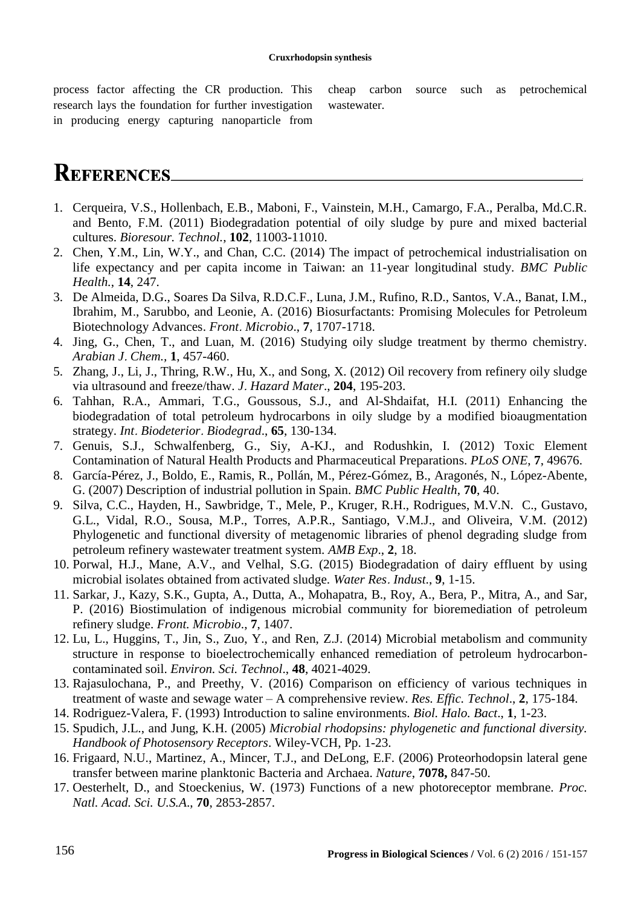process factor affecting the CR production. This research lays the foundation for further investigation in producing energy capturing nanoparticle from cheap carbon source such as petrochemical wastewater.

# References

1. Cerqueira, V.S., Hollenbach, E.B., Maboni, F., Vainstein, M.H., Camargo, F.A., Peralba, Md.C.R. and Bento, F.M. (2011) Biodegradation potential of oily sludge by pure and mixed bacterial cultures. *Bioresour. Technol.*, **102**, 11003-11010.
2. Chen, Y.M., Lin, W.Y., and Chan, C.C. (2014) The impact of petrochemical industrialisation on life expectancy and per capita income in Taiwan: an 11-year longitudinal study. *BMC Public Health.*, **14**, 247.
3. De Almeida, D.G., Soares Da Silva, R.D.C.F., Luna, J.M., Rufino, R.D., Santos, V.A., Banat, I.M., Ibrahim, M., Sarubbo, and Leonie, A. (2016) Biosurfactants: Promising Molecules for Petroleum Biotechnology Advances. *Front. Microbio*., **7**, 1707-1718.
4. Jing, G., Chen, T., and Luan, M. (2016) Studying oily sludge treatment by thermo chemistry. *Arabian J. Chem.*, **1**, 457-460.
5. Zhang, J., Li, J., Thring, R.W., Hu, X., and Song, X. (2012) Oil recovery from refinery oily sludge via ultrasound and freeze/thaw. *J. Hazard Mater*., **204**, 195-203.
6. Tahhan, R.A., Ammari, T.G., Goussous, S.J., and Al-Shdaifat, H.I. (2011) Enhancing the biodegradation of total petroleum hydrocarbons in oily sludge by a modified bioaugmentation strategy. *Int. Biodeterior. Biodegrad*., **65**, 130-134.
7. Genuis, S.J., Schwalfenberg, G., Siy, A-KJ., and Rodushkin, I. (2012) Toxic Element Contamination of Natural Health Products and Pharmaceutical Preparations. *PLoS ONE*, **7**, 49676.
8. García-Pérez, J., Boldo, E., Ramis, R., Pollán, M., Pérez-Gómez, B., Aragonés, N., López-Abente, G. (2007) Description of industrial pollution in Spain. *BMC Public Health*, **70**, 40.
9. Silva, C.C., Hayden, H., Sawbridge, T., Mele, P., Kruger, R.H., Rodrigues, M.V.N. C., Gustavo, G.L., Vidal, R.O., Sousa, M.P., Torres, A.P.R., Santiago, V.M.J., and Oliveira, V.M. (2012) Phylogenetic and functional diversity of metagenomic libraries of phenol degrading sludge from petroleum refinery wastewater treatment system. *AMB Exp*., **2**, 18.
10. Porwal, H.J., Mane, A.V., and Velhal, S.G. (2015) Biodegradation of dairy effluent by using microbial isolates obtained from activated sludge. *Water Res. Indust.*, **9**, 1-15.
11. Sarkar, J., Kazy, S.K., Gupta, A., Dutta, A., Mohapatra, B., Roy, A., Bera, P., Mitra, A., and Sar, P. (2016) Biostimulation of indigenous microbial community for bioremediation of petroleum refinery sludge. *Front. Microbio*., **7**, 1407.
12. Lu, L., Huggins, T., Jin, S., Zuo, Y., and Ren, Z.J. (2014) Microbial metabolism and community structure in response to bioelectrochemically enhanced remediation of petroleum hydrocarbon-contaminated soil. *Environ. Sci. Technol*., **48**, 4021-4029.
13. Rajasulochana, P., and Preethy, V. (2016) Comparison on efficiency of various techniques in treatment of waste and sewage water – A comprehensive review. *Res. Effic. Technol*., **2**, 175-184.
14. Rodriguez-Valera, F. (1993) Introduction to saline environments. *Biol. Halo. Bact*., **1**, 1-23.
15. Spudich, J.L., and Jung, K.H. (2005) *Microbial rhodopsins: phylogenetic and functional diversity. Handbook of Photosensory Receptors*. Wiley-VCH, Pp. 1-23.
16. Frigaard, N.U., Martinez, A., Mincer, T.J., and DeLong, E.F. (2006) Proteorhodopsin lateral gene transfer between marine planktonic Bacteria and Archaea. *Nature*, **7078,** 847-50.
17. Oesterhelt, D., and Stoeckenius, W. (1973) Functions of a new photoreceptor membrane. *Proc. Natl. Acad. Sci. U.S.A*., **70**, 2853-2857.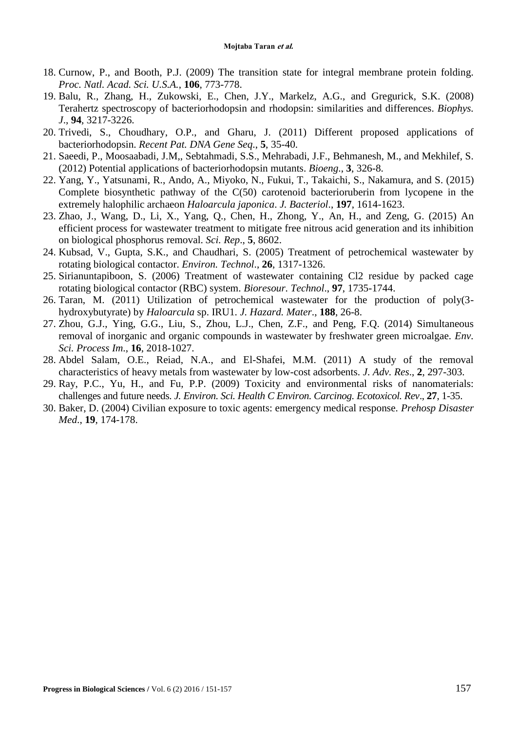18. Curnow, P., and Booth, P.J. (2009) The transition state for integral membrane protein folding. *Proc. Natl. Acad. Sci. U.S.A.*, **106**, 773-778.
19. Balu, R., Zhang, H., Zukowski, E., Chen, J.Y., Markelz, A.G., and Gregurick, S.K. (2008) Terahertz spectroscopy of bacteriorhodopsin and rhodopsin: similarities and differences. *Biophys. J*., **94**, 3217-3226.
20. Trivedi, S., Choudhary, O.P., and Gharu, J. (2011) Different proposed applications of bacteriorhodopsin. *Recent Pat. DNA Gene Seq*., **5**, 35-40.
21. Saeedi, P., Moosaabadi, J.M,, Sebtahmadi, S.S., Mehrabadi, J.F., Behmanesh, M., and Mekhilef, S. (2012) Potential applications of bacteriorhodopsin mutants. *Bioeng*., **3**, 326-8.
22. Yang, Y., Yatsunami, R., Ando, A., Miyoko, N., Fukui, T., Takaichi, S., Nakamura, and S. (2015) Complete biosynthetic pathway of the C(50) carotenoid bacterioruberin from lycopene in the extremely halophilic archaeon *Haloarcula japonica*. *J. Bacteriol*., **197**, 1614-1623.
23. Zhao, J., Wang, D., Li, X., Yang, Q., Chen, H., Zhong, Y., An, H., and Zeng, G. (2015) An efficient process for wastewater treatment to mitigate free nitrous acid generation and its inhibition on biological phosphorus removal. *Sci. Rep*., **5**, 8602.
24. Kubsad, V., Gupta, S.K., and Chaudhari, S. (2005) Treatment of petrochemical wastewater by rotating biological contactor. *Environ. Technol*., **26**, 1317-1326.
25. Sirianuntapiboon, S. (2006) Treatment of wastewater containing Cl2 residue by packed cage rotating biological contactor (RBC) system. *Bioresour. Technol*., **97**, 1735-1744.
26. Taran, M. (2011) Utilization of petrochemical wastewater for the production of poly(3-hydroxybutyrate) by *Haloarcula* sp. IRU1. *J. Hazard. Mater*., **188**, 26-8.
27. Zhou, G.J., Ying, G.G., Liu, S., Zhou, L.J., Chen, Z.F., and Peng, F.Q. (2014) Simultaneous removal of inorganic and organic compounds in wastewater by freshwater green microalgae. *Env. Sci. Process Im*., **16**, 2018-1027.
28. Abdel Salam, O.E., Reiad, N.A., and El-Shafei, M.M. (2011) A study of the removal characteristics of heavy metals from wastewater by low-cost adsorbents. *J. Adv. Res*., **2**, 297-303.
29. Ray, P.C., Yu, H., and Fu, P.P. (2009) Toxicity and environmental risks of nanomaterials: challenges and future needs. *J. Environ. Sci. Health C Environ. Carcinog. Ecotoxicol. Rev*., **27**, 1-35.
30. Baker, D. (2004) Civilian exposure to toxic agents: emergency medical response. *Prehosp Disaster Med*., **19**, 174-178.